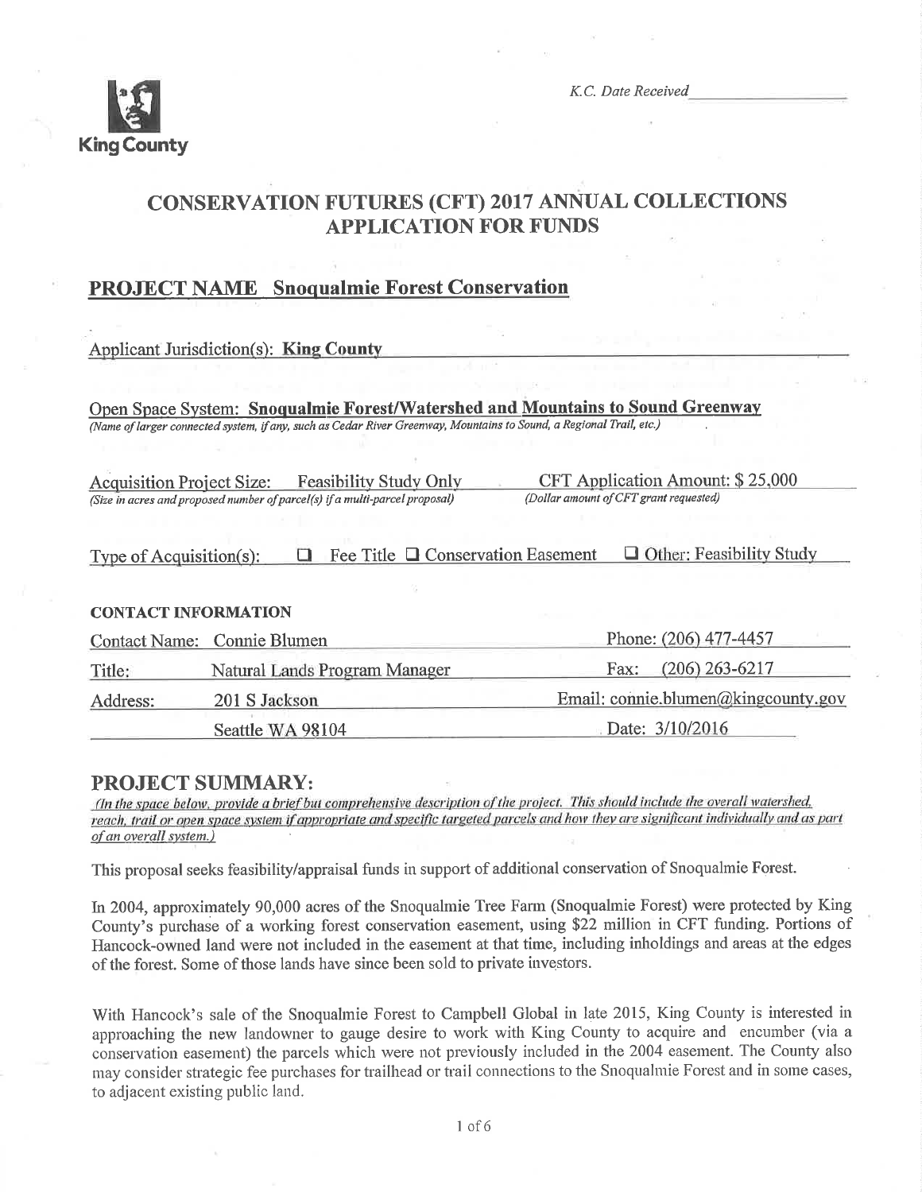King County

*K.C. Date Received* ______________

# CONSERVATION FUTURES (CFT) 2017 ANNUAL COLLECTIONS APPLICATION FOR FUNDS

## PROJECT NAME Snoqualmie Forest Conservation

Applicant Jurisdiction(s): **King County**

Open Space System: **Snoqualmie Forest/Watershed and Mountains to Sound Greenway**
*(Name of larger connected system, if any, such as Cedar River Greenway, Mountains to Sound, a Regional Trail, etc.)*

Acquisition Project Size: Feasibility Study Only
*(Size in acres and proposed number of parcel(s) if a multi-parcel proposal)*

CFT Application Amount: $ 25,000
*(Dollar amount of CFT grant requested)*

Type of Acquisition(s): ☐ Fee Title ☐ Conservation Easement ☐ Other: Feasibility Study

### CONTACT INFORMATION

Contact Name: Connie Blumen

Title: Natural Lands Program Manager

Address: 201 S Jackson
Seattle WA 98104

Phone: (206) 477-4457

Fax: (206) 263-6217

Email: connie.blumen@kingcounty.gov

Date: 3/10/2016

## PROJECT SUMMARY:

*(In the space below, provide a brief but comprehensive description of the project. This should include the overall watershed, reach, trail or open space system if appropriate and specific targeted parcels and how they are significant individually and as part of an overall system.)*

This proposal seeks feasibility/appraisal funds in support of additional conservation of Snoqualmie Forest.

In 2004, approximately 90,000 acres of the Snoqualmie Tree Farm (Snoqualmie Forest) were protected by King County's purchase of a working forest conservation easement, using $22 million in CFT funding. Portions of Hancock-owned land were not included in the easement at that time, including inholdings and areas at the edges of the forest. Some of those lands have since been sold to private investors.

With Hancock's sale of the Snoqualmie Forest to Campbell Global in late 2015, King County is interested in approaching the new landowner to gauge desire to work with King County to acquire and encumber (via a conservation easement) the parcels which were not previously included in the 2004 easement. The County also may consider strategic fee purchases for trailhead or trail connections to the Snoqualmie Forest and in some cases, to adjacent existing public land.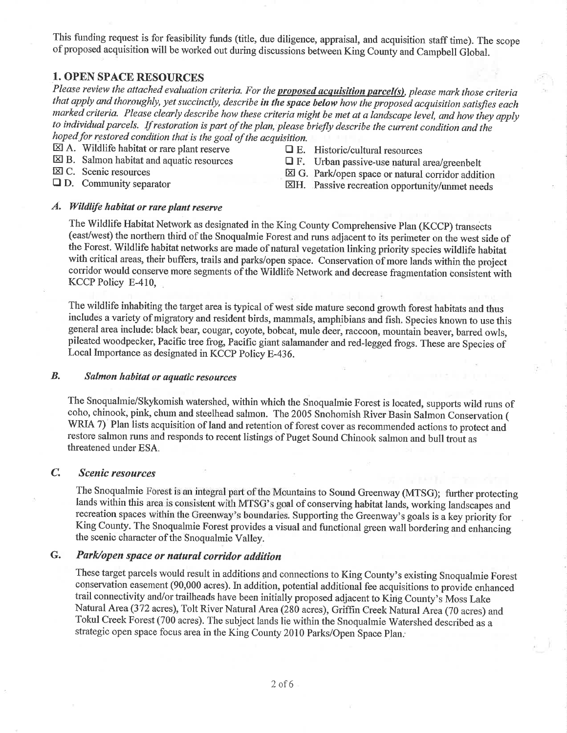This funding request is for feasibility funds (title, due diligence, appraisal, and acquisition staff time). The scope of proposed acquisition will be worked out during discussions between King County and Campbell Global.

## 1. OPEN SPACE RESOURCES

*Please review the attached evaluation criteria. For the **proposed acquisition parcel(s)**, please mark those criteria that apply and thoroughly, yet succinctly, describe **in the space below** how the proposed acquisition satisfies each marked criteria. Please clearly describe how these criteria might be met at a landscape level, and how they apply to individual parcels. If restoration is part of the plan, please briefly describe the current condition and the hoped for restored condition that is the goal of the acquisition.*

- ☒ A. Wildlife habitat or rare plant reserve
- ☒ B. Salmon habitat and aquatic resources
- ☒ C. Scenic resources
- ☐ D. Community separator
- ☐ E. Historic/cultural resources
- ☐ F. Urban passive-use natural area/greenbelt
- ☒ G. Park/open space or natural corridor addition
- ☒ H. Passive recreation opportunity/unmet needs

### A. *Wildlife habitat or rare plant reserve*

The Wildlife Habitat Network as designated in the King County Comprehensive Plan (KCCP) transects (east/west) the northern third of the Snoqualmie Forest and runs adjacent to its perimeter on the west side of the Forest. Wildlife habitat networks are made of natural vegetation linking priority species wildlife habitat with critical areas, their buffers, trails and parks/open space. Conservation of more lands within the project corridor would conserve more segments of the Wildlife Network and decrease fragmentation consistent with KCCP Policy E-410,

The wildlife inhabiting the target area is typical of west side mature second growth forest habitats and thus includes a variety of migratory and resident birds, mammals, amphibians and fish. Species known to use this general area include: black bear, cougar, coyote, bobcat, mule deer, raccoon, mountain beaver, barred owls, pileated woodpecker, Pacific tree frog, Pacific giant salamander and red-legged frogs. These are Species of Local Importance as designated in KCCP Policy E-436.

### B. *Salmon habitat or aquatic resources*

The Snoqualmie/Skykomish watershed, within which the Snoqualmie Forest is located, supports wild runs of coho, chinook, pink, chum and steelhead salmon. The 2005 Snohomish River Basin Salmon Conservation ( WRIA 7) Plan lists acquisition of land and retention of forest cover as recommended actions to protect and restore salmon runs and responds to recent listings of Puget Sound Chinook salmon and bull trout as threatened under ESA.

### C. *Scenic resources*

The Snoqualmie Forest is an integral part of the Mountains to Sound Greenway (MTSG); further protecting lands within this area is consistent with MTSG's goal of conserving habitat lands, working landscapes and recreation spaces within the Greenway's boundaries. Supporting the Greenway's goals is a key priority for King County. The Snoqualmie Forest provides a visual and functional green wall bordering and enhancing the scenic character of the Snoqualmie Valley.

### G. *Park/open space or natural corridor addition*

These target parcels would result in additions and connections to King County's existing Snoqualmie Forest conservation easement (90,000 acres). In addition, potential additional fee acquisitions to provide enhanced trail connectivity and/or trailheads have been initially proposed adjacent to King County's Moss Lake Natural Area (372 acres), Tolt River Natural Area (280 acres), Griffin Creek Natural Area (70 acres) and Tokul Creek Forest (700 acres). The subject lands lie within the Snoqualmie Watershed described as a strategic open space focus area in the King County 2010 Parks/Open Space Plan.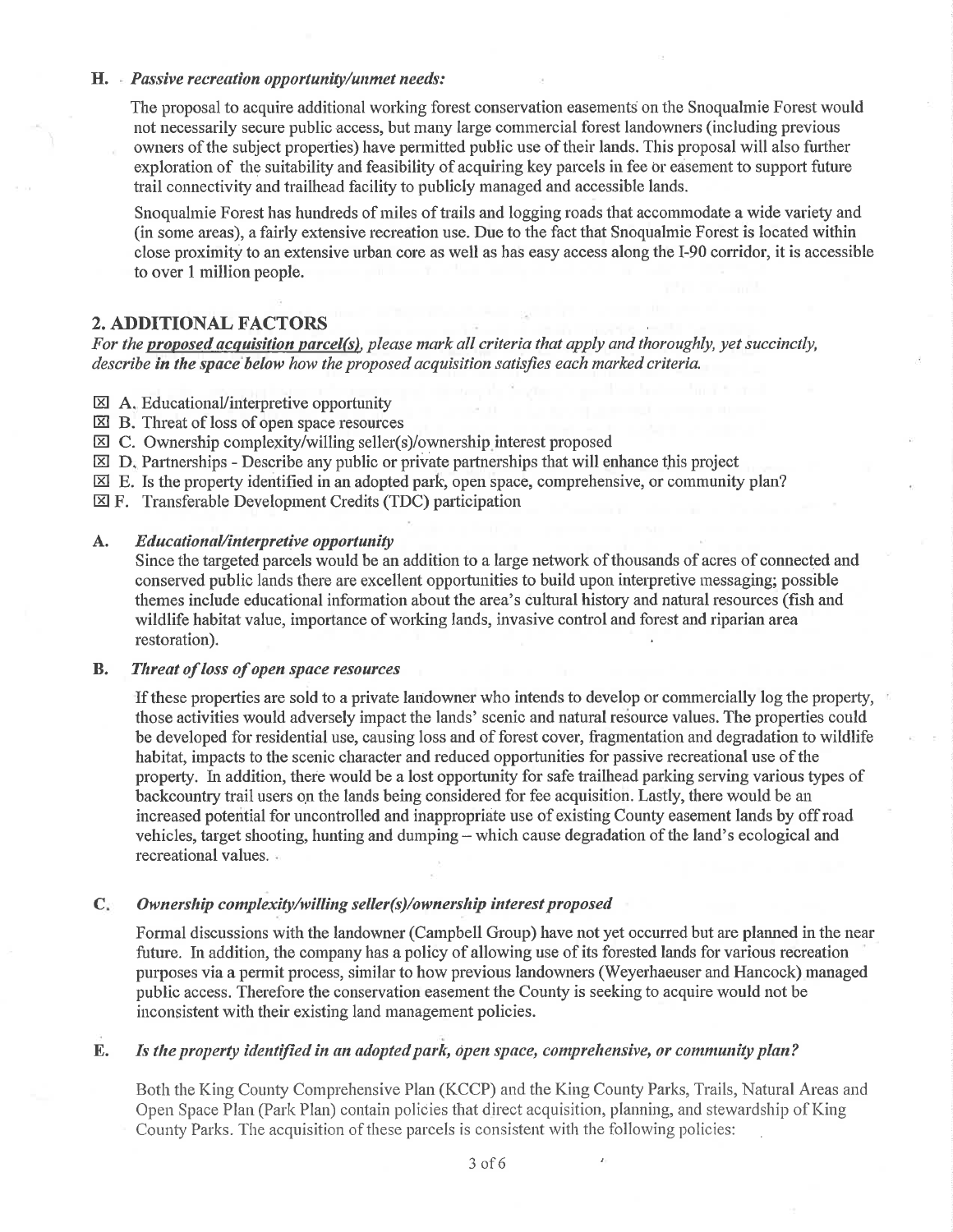**H.** ***Passive recreation opportunity/unmet needs:***

The proposal to acquire additional working forest conservation easements on the Snoqualmie Forest would not necessarily secure public access, but many large commercial forest landowners (including previous owners of the subject properties) have permitted public use of their lands. This proposal will also further exploration of the suitability and feasibility of acquiring key parcels in fee or easement to support future trail connectivity and trailhead facility to publicly managed and accessible lands.

Snoqualmie Forest has hundreds of miles of trails and logging roads that accommodate a wide variety and (in some areas), a fairly extensive recreation use. Due to the fact that Snoqualmie Forest is located within close proximity to an extensive urban core as well as has easy access along the I-90 corridor, it is accessible to over 1 million people.

## 2. ADDITIONAL FACTORS

*For the* ***proposed acquisition parcel(s)****, please mark all criteria that apply and thoroughly, yet succinctly, describe* ***in the space below*** *how the proposed acquisition satisfies each marked criteria.*

- ☒ A. Educational/interpretive opportunity
- ☒ B. Threat of loss of open space resources
- ☒ C. Ownership complexity/willing seller(s)/ownership interest proposed
- ☒ D. Partnerships - Describe any public or private partnerships that will enhance this project
- ☒ E. Is the property identified in an adopted park, open space, comprehensive, or community plan?
- ☒ F. Transferable Development Credits (TDC) participation

**A.** ***Educational/interpretive opportunity***

Since the targeted parcels would be an addition to a large network of thousands of acres of connected and conserved public lands there are excellent opportunities to build upon interpretive messaging; possible themes include educational information about the area's cultural history and natural resources (fish and wildlife habitat value, importance of working lands, invasive control and forest and riparian area restoration).

**B.** ***Threat of loss of open space resources***

If these properties are sold to a private landowner who intends to develop or commercially log the property, those activities would adversely impact the lands' scenic and natural resource values. The properties could be developed for residential use, causing loss and of forest cover, fragmentation and degradation to wildlife habitat, impacts to the scenic character and reduced opportunities for passive recreational use of the property. In addition, there would be a lost opportunity for safe trailhead parking serving various types of backcountry trail users on the lands being considered for fee acquisition. Lastly, there would be an increased potential for uncontrolled and inappropriate use of existing County easement lands by off road vehicles, target shooting, hunting and dumping – which cause degradation of the land's ecological and recreational values.

**C.** ***Ownership complexity/willing seller(s)/ownership interest proposed***

Formal discussions with the landowner (Campbell Group) have not yet occurred but are planned in the near future. In addition, the company has a policy of allowing use of its forested lands for various recreation purposes via a permit process, similar to how previous landowners (Weyerhaeuser and Hancock) managed public access. Therefore the conservation easement the County is seeking to acquire would not be inconsistent with their existing land management policies.

**E.** ***Is the property identified in an adopted park, open space, comprehensive, or community plan?***

Both the King County Comprehensive Plan (KCCP) and the King County Parks, Trails, Natural Areas and Open Space Plan (Park Plan) contain policies that direct acquisition, planning, and stewardship of King County Parks. The acquisition of these parcels is consistent with the following policies: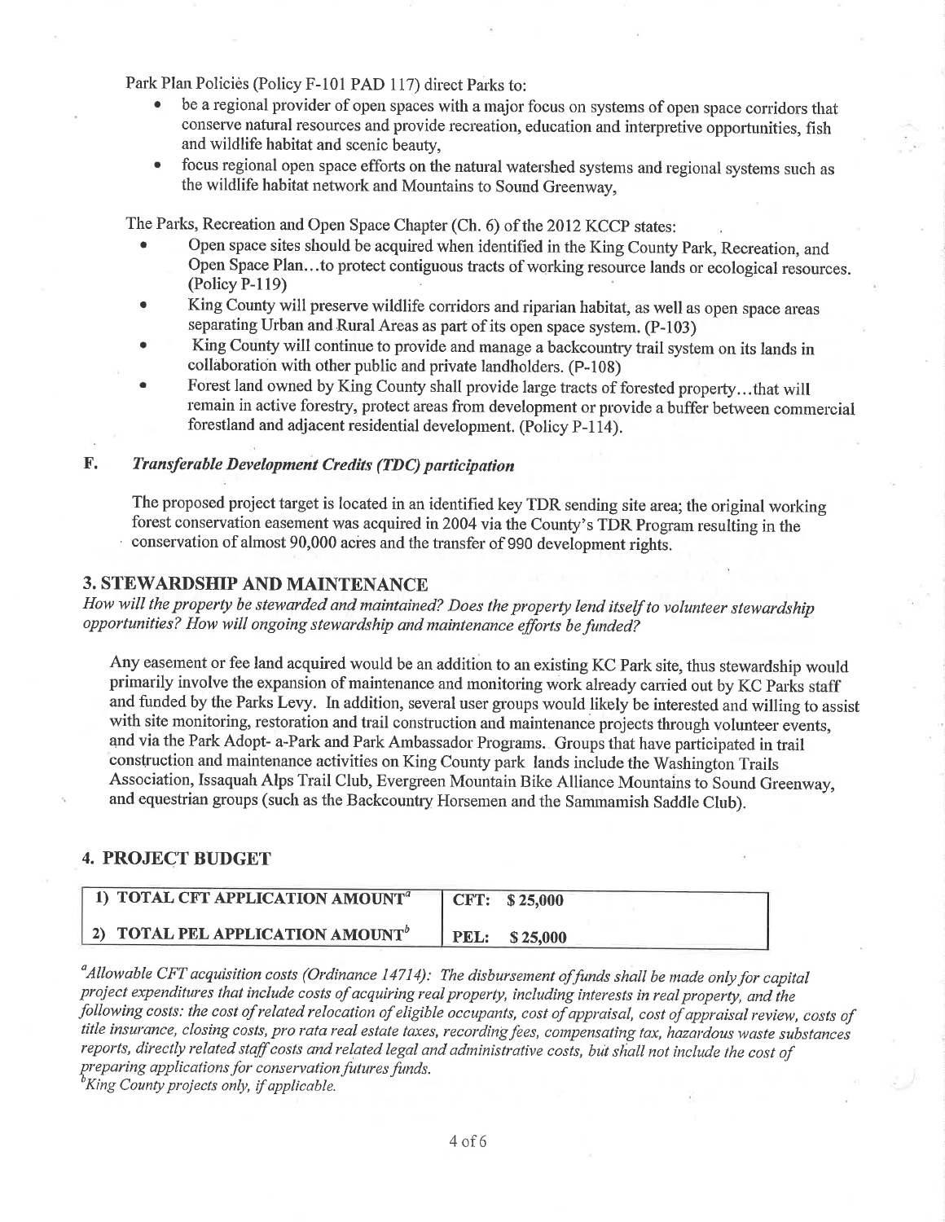Park Plan Policies (Policy F-101 PAD 117) direct Parks to:

- be a regional provider of open spaces with a major focus on systems of open space corridors that conserve natural resources and provide recreation, education and interpretive opportunities, fish and wildlife habitat and scenic beauty,
- focus regional open space efforts on the natural watershed systems and regional systems such as the wildlife habitat network and Mountains to Sound Greenway,

The Parks, Recreation and Open Space Chapter (Ch. 6) of the 2012 KCCP states:

- Open space sites should be acquired when identified in the King County Park, Recreation, and Open Space Plan...to protect contiguous tracts of working resource lands or ecological resources. (Policy P-119)
- King County will preserve wildlife corridors and riparian habitat, as well as open space areas separating Urban and Rural Areas as part of its open space system. (P-103)
- King County will continue to provide and manage a backcountry trail system on its lands in collaboration with other public and private landholders. (P-108)
- Forest land owned by King County shall provide large tracts of forested property...that will remain in active forestry, protect areas from development or provide a buffer between commercial forestland and adjacent residential development. (Policy P-114).

### F. *Transferable Development Credits (TDC) participation*

The proposed project target is located in an identified key TDR sending site area; the original working forest conservation easement was acquired in 2004 via the County's TDR Program resulting in the conservation of almost 90,000 acres and the transfer of 990 development rights.

## 3. STEWARDSHIP AND MAINTENANCE

*How will the property be stewarded and maintained? Does the property lend itself to volunteer stewardship opportunities? How will ongoing stewardship and maintenance efforts be funded?*

Any easement or fee land acquired would be an addition to an existing KC Park site, thus stewardship would primarily involve the expansion of maintenance and monitoring work already carried out by KC Parks staff and funded by the Parks Levy. In addition, several user groups would likely be interested and willing to assist with site monitoring, restoration and trail construction and maintenance projects through volunteer events, and via the Park Adopt- a-Park and Park Ambassador Programs. Groups that have participated in trail construction and maintenance activities on King County park lands include the Washington Trails Association, Issaquah Alps Trail Club, Evergreen Mountain Bike Alliance Mountains to Sound Greenway, and equestrian groups (such as the Backcountry Horsemen and the Sammamish Saddle Club).

## 4. PROJECT BUDGET

| | |
|---|---|
| **1) TOTAL CFT APPLICATION AMOUNT[a]** | **CFT: $ 25,000** |
| **2) TOTAL PEL APPLICATION AMOUNT[b]** | **PEL: $ 25,000** |

[a]*Allowable CFT acquisition costs (Ordinance 14714): The disbursement of funds shall be made only for capital project expenditures that include costs of acquiring real property, including interests in real property, and the following costs: the cost of related relocation of eligible occupants, cost of appraisal, cost of appraisal review, costs of title insurance, closing costs, pro rata real estate taxes, recording fees, compensating tax, hazardous waste substances reports, directly related staff costs and related legal and administrative costs, but shall not include the cost of preparing applications for conservation futures funds.*

[b]*King County projects only, if applicable.*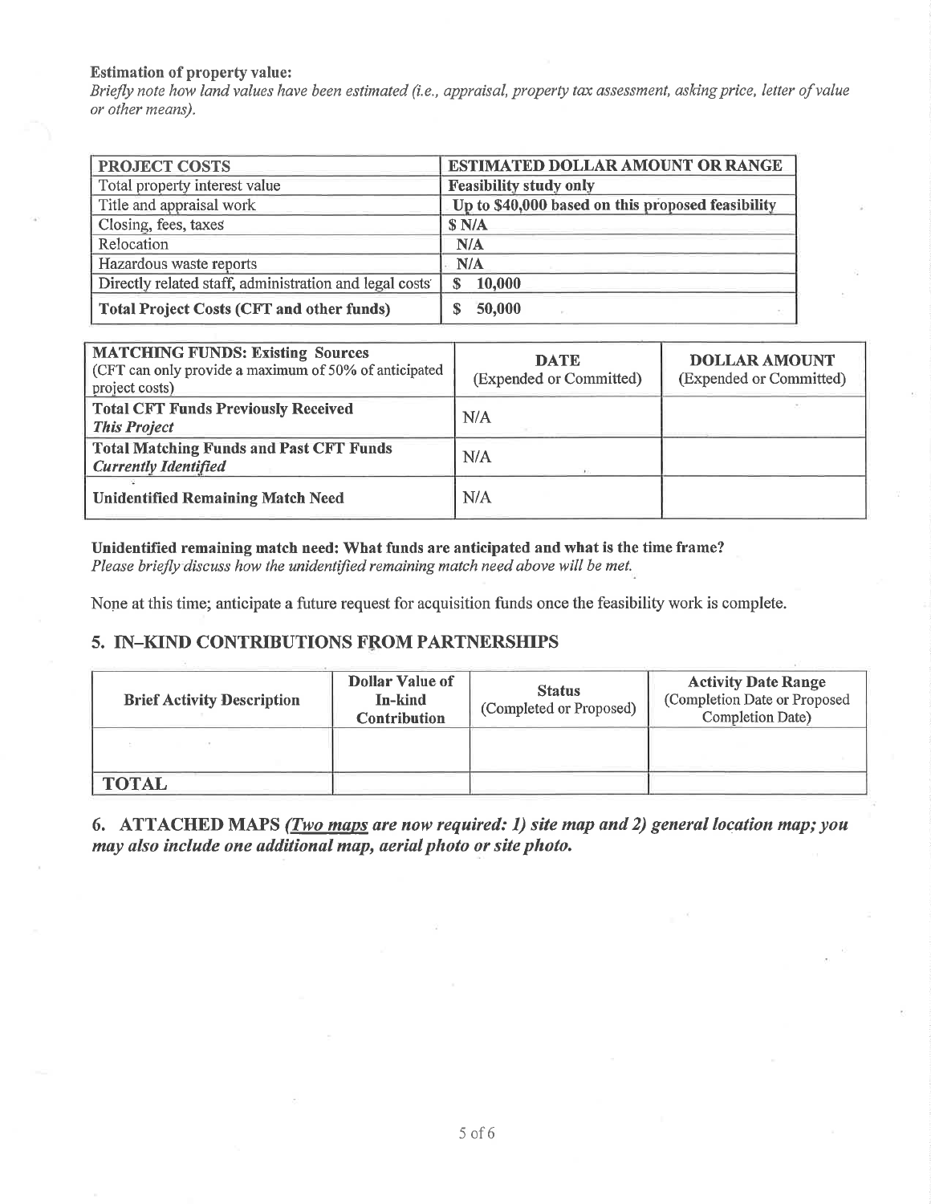**Estimation of property value:**

*Briefly note how land values have been estimated (i.e., appraisal, property tax assessment, asking price, letter of value or other means).*

| PROJECT COSTS | ESTIMATED DOLLAR AMOUNT OR RANGE |
|---|---|
| Total property interest value | **Feasibility study only** |
| Title and appraisal work | **Up to $40,000 based on this proposed feasibility** |
| Closing, fees, taxes | **$ N/A** |
| Relocation | **N/A** |
| Hazardous waste reports | **N/A** |
| Directly related staff, administration and legal costs | **$ 10,000** |
| **Total Project Costs (CFT and other funds)** | **$ 50,000** |

| **MATCHING FUNDS: Existing Sources** (CFT can only provide a maximum of 50% of anticipated project costs) | **DATE** (Expended or Committed) | **DOLLAR AMOUNT** (Expended or Committed) |
|---|---|---|
| **Total CFT Funds Previously Received** ***This Project*** | N/A | |
| **Total Matching Funds and Past CFT Funds** ***Currently Identified*** | N/A | |
| **Unidentified Remaining Match Need** | N/A | |

**Unidentified remaining match need: What funds are anticipated and what is the time frame?**

*Please briefly discuss how the unidentified remaining match need above will be met.*

None at this time; anticipate a future request for acquisition funds once the feasibility work is complete.

## 5. IN-KIND CONTRIBUTIONS FROM PARTNERSHIPS

| Brief Activity Description | Dollar Value of In-kind Contribution | Status (Completed or Proposed) | Activity Date Range (Completion Date or Proposed Completion Date) |
|---|---|---|---|
| | | | |
| **TOTAL** | | | |

## 6. ATTACHED MAPS *(Two maps are now required: 1) site map and 2) general location map; you may also include one additional map, aerial photo or site photo.*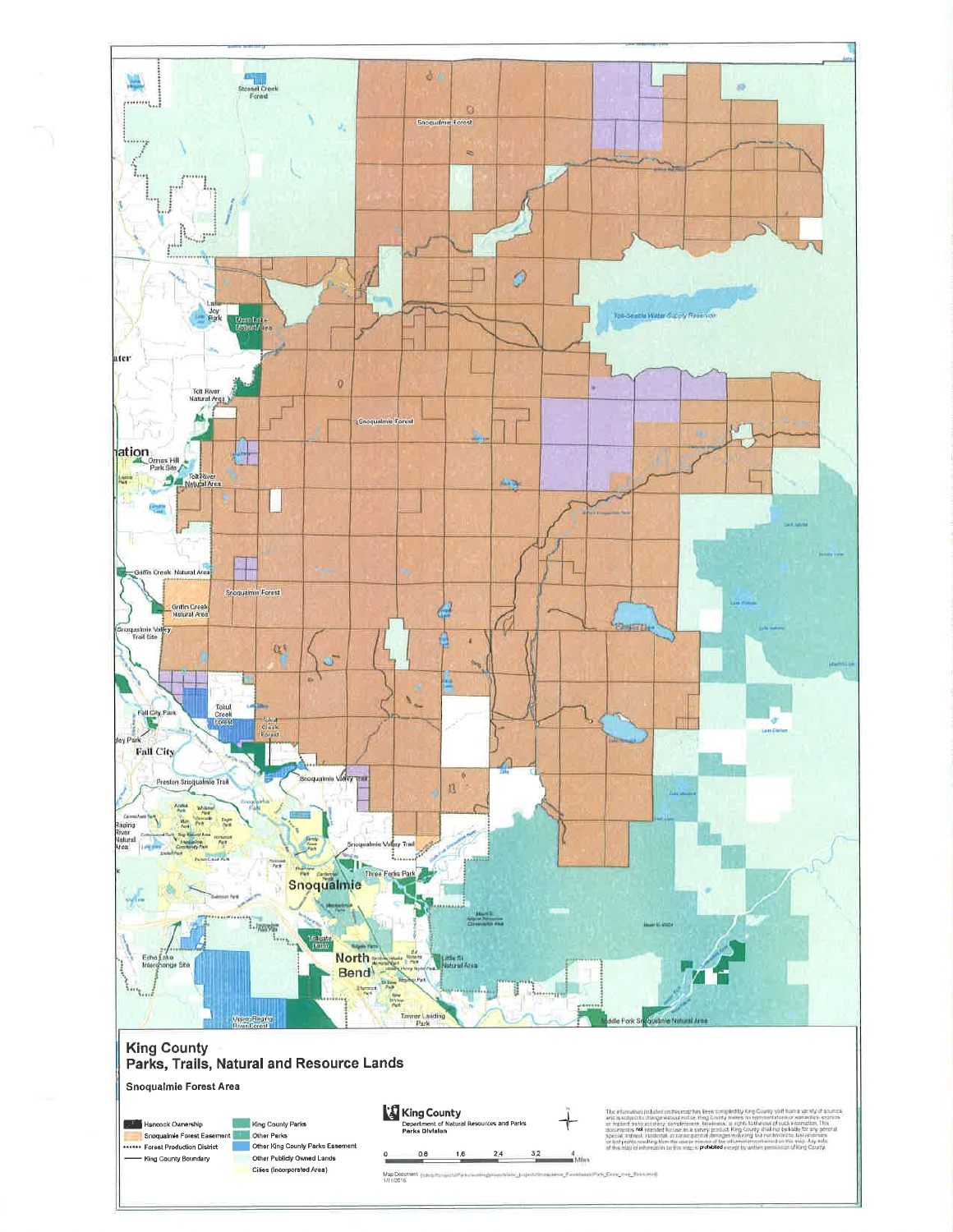# King County
## Parks, Trails, Natural and Resource Lands

### Snoqualmie Forest Area

- Hancock Ownership
- Snoqualmie Forest Easement
- Forest Production District
- King County Boundary
- King County Parks
- Other Parks
- Other King County Parks Easement
- Other Publicly Owned Lands
- Cities (Incorporated Area)

King County
Department of Natural Resources and Parks
Parks Division

0 0.8 1.6 2.4 3.2 4 Miles

The information included on this map has been compiled by King County staff from a variety of sources and is subject to change without notice. King County makes no representations or warranties, express or implied, as to accuracy, completeness, timeliness, or rights to the use of such information. This document is not intended for use as a survey product. King County shall not be liable for any general, special, indirect, incidental, or consequential damages including, but not limited to, lost revenues or lost profits resulting from the use or misuse of the information contained on this map. Any sale of this map or information on this map is prohibited except by written permission of King County.

Map Document: 1/11/2016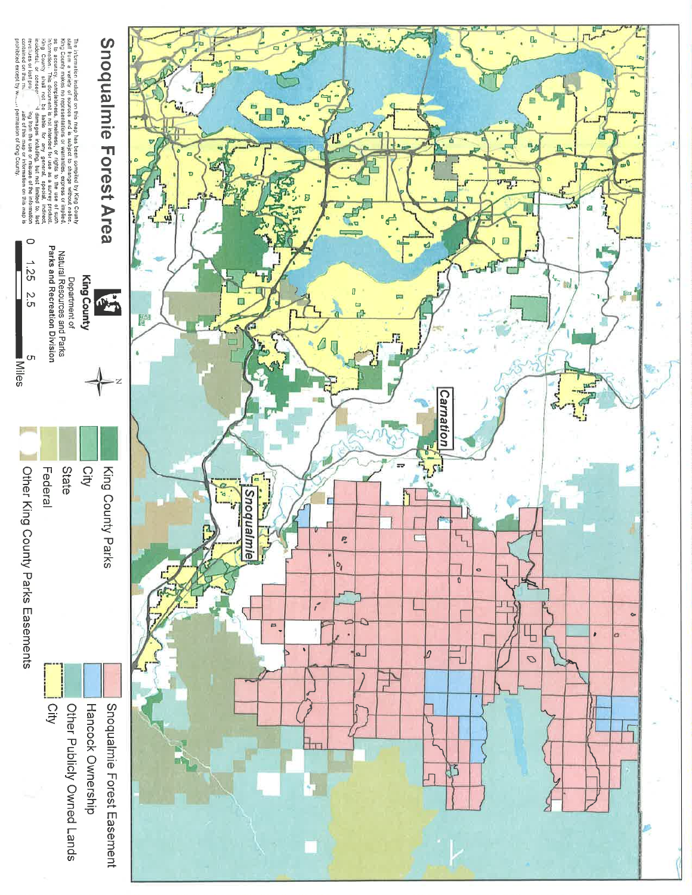# Snoqualmie Forest Area

The information included on this map has been compiled by King County staff from a variety of sources and is subject to change without notice. King County makes no representations or warranties, express or implied, as to accuracy, completeness, timeliness, or rights to the use of such information. This document is not intended for use as a survey product. King County shall not be liable for any general, special, indirect, incidental, or consequential damages including, but not limited to, lost revenues or lost profits resulting from the use or misuse of the information contained on this map. Any sale of this map or information on this map is prohibited except by written permission of King County.

**King County**
Department of
Natural Resources and Parks
**Parks and Recreation Division**

0 1.25 2.5 5 Miles

N

- King County Parks
- City
- State
- Federal
- Other King County Parks Easements
- Snoqualmie Forest Easement
- Hancock Ownership
- Other Publicly Owned Lands
- City

Carnation

Snoqualmie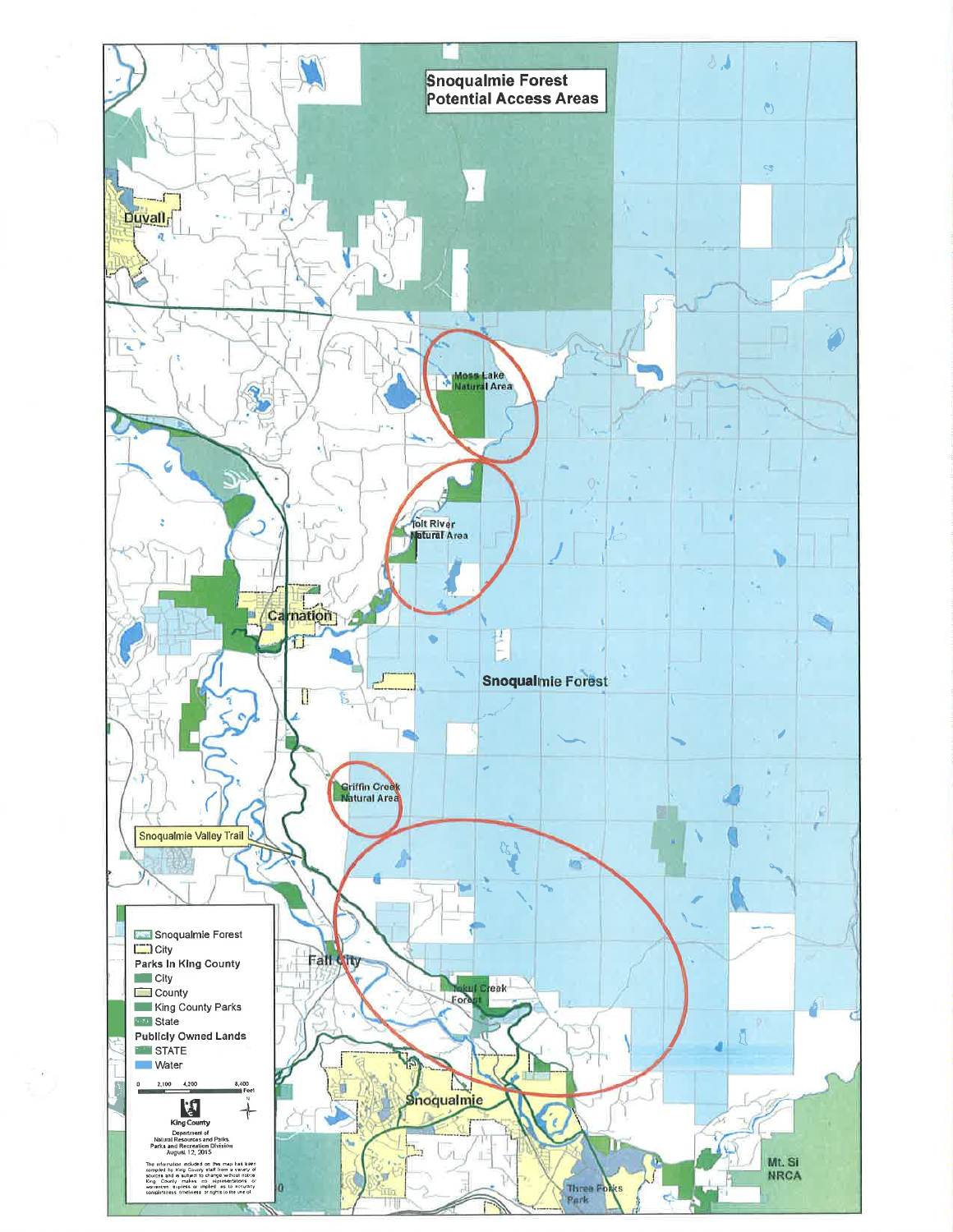# Snoqualmie Forest Potential Access Areas

Duvall

Moss Lake Natural Area

Tolt River Natural Area

Carnation

Snoqualmie Forest

Griffin Creek Natural Area

Snoqualmie Valley Trail

Fall City

Tokul Creek Forest

Snoqualmie

Mt. Si NRCA

Three Forks Park

Snoqualmie Forest

City

Parks In King County

City

County

King County Parks

State

Publicly Owned Lands

STATE

Water

0 2,100 4,200 8,400 Feet

N

King County

Department of Natural Resources and Parks

Parks and Recreation Division

August 12, 2015

The information included on this map has been compiled by King County staff from a variety of sources and is subject to change without notice. King County makes no representations or warranties, express or implied, as to accuracy, completeness, timeliness, or rights to the use of